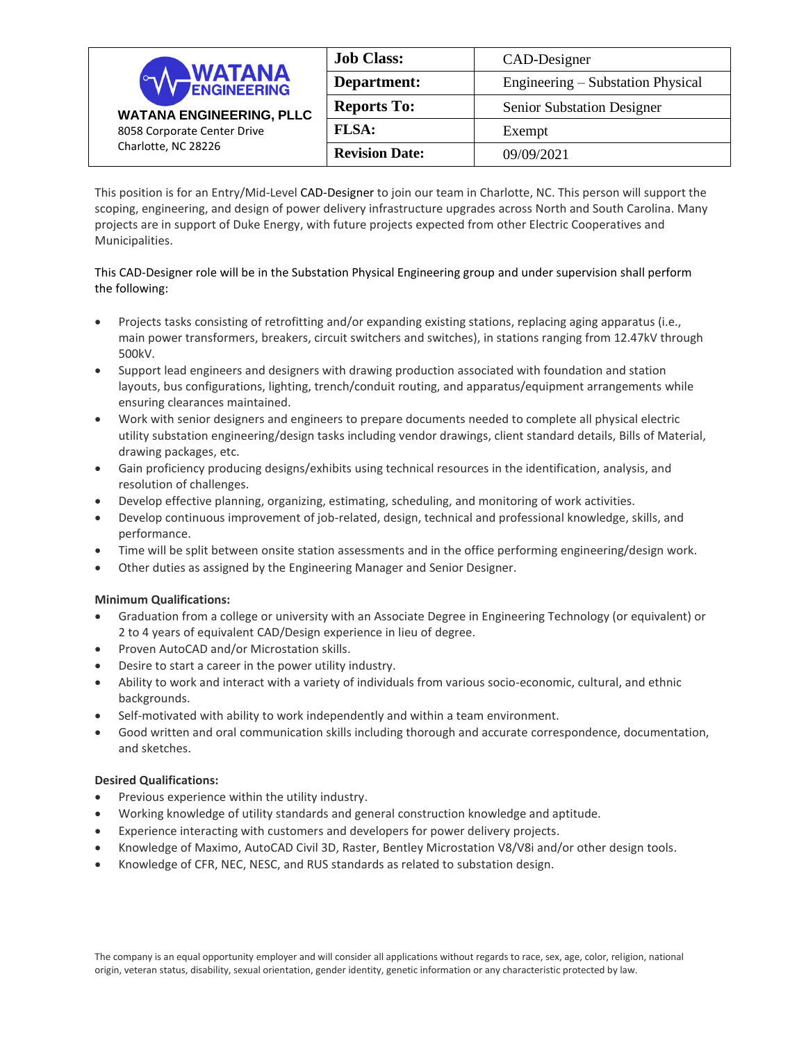| WATANA ENGINEERING, PLLC<br>8058 Corporate Center Drive<br>Charlotte, NC 28226 | | |
|---|---|---|
| | **Job Class:** | CAD-Designer |
| | **Department:** | Engineering – Substation Physical |
| | **Reports To:** | Senior Substation Designer |
| | **FLSA:** | Exempt |
| | **Revision Date:** | 09/09/2021 |

This position is for an Entry/Mid-Level CAD-Designer to join our team in Charlotte, NC. This person will support the scoping, engineering, and design of power delivery infrastructure upgrades across North and South Carolina. Many projects are in support of Duke Energy, with future projects expected from other Electric Cooperatives and Municipalities.

This CAD-Designer role will be in the Substation Physical Engineering group and under supervision shall perform the following:

- Projects tasks consisting of retrofitting and/or expanding existing stations, replacing aging apparatus (i.e., main power transformers, breakers, circuit switchers and switches), in stations ranging from 12.47kV through 500kV.
- Support lead engineers and designers with drawing production associated with foundation and station layouts, bus configurations, lighting, trench/conduit routing, and apparatus/equipment arrangements while ensuring clearances maintained.
- Work with senior designers and engineers to prepare documents needed to complete all physical electric utility substation engineering/design tasks including vendor drawings, client standard details, Bills of Material, drawing packages, etc.
- Gain proficiency producing designs/exhibits using technical resources in the identification, analysis, and resolution of challenges.
- Develop effective planning, organizing, estimating, scheduling, and monitoring of work activities.
- Develop continuous improvement of job-related, design, technical and professional knowledge, skills, and performance.
- Time will be split between onsite station assessments and in the office performing engineering/design work.
- Other duties as assigned by the Engineering Manager and Senior Designer.

**Minimum Qualifications:**

- Graduation from a college or university with an Associate Degree in Engineering Technology (or equivalent) or 2 to 4 years of equivalent CAD/Design experience in lieu of degree.
- Proven AutoCAD and/or Microstation skills.
- Desire to start a career in the power utility industry.
- Ability to work and interact with a variety of individuals from various socio-economic, cultural, and ethnic backgrounds.
- Self-motivated with ability to work independently and within a team environment.
- Good written and oral communication skills including thorough and accurate correspondence, documentation, and sketches.

**Desired Qualifications:**

- Previous experience within the utility industry.
- Working knowledge of utility standards and general construction knowledge and aptitude.
- Experience interacting with customers and developers for power delivery projects.
- Knowledge of Maximo, AutoCAD Civil 3D, Raster, Bentley Microstation V8/V8i and/or other design tools.
- Knowledge of CFR, NEC, NESC, and RUS standards as related to substation design.

The company is an equal opportunity employer and will consider all applications without regards to race, sex, age, color, religion, national origin, veteran status, disability, sexual orientation, gender identity, genetic information or any characteristic protected by law.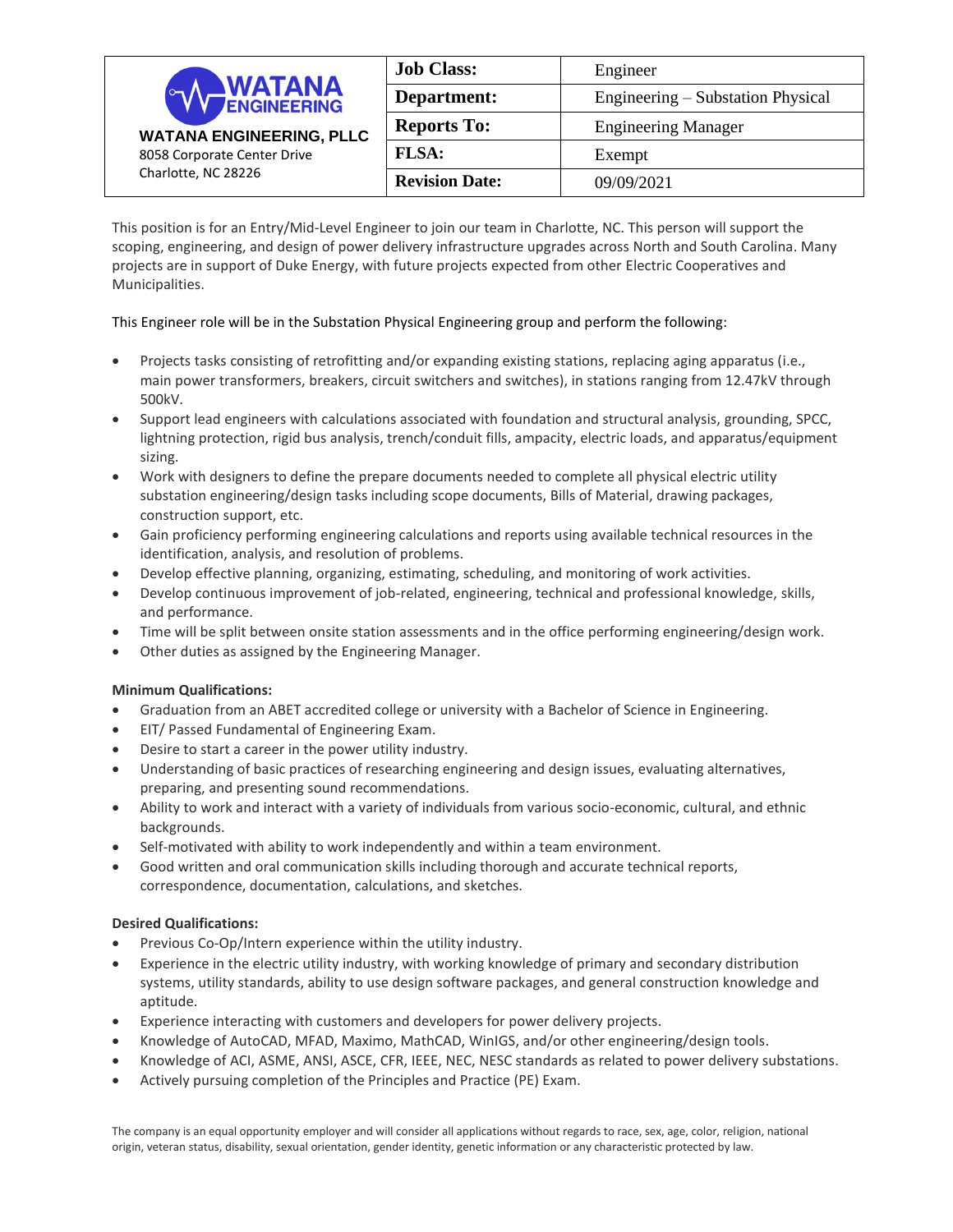| WATANA ENGINEERING, PLLC<br>8058 Corporate Center Drive<br>Charlotte, NC 28226 | **Job Class:** | Engineer |
|---|---|---|
| | **Department:** | Engineering – Substation Physical |
| | **Reports To:** | Engineering Manager |
| | **FLSA:** | Exempt |
| | **Revision Date:** | 09/09/2021 |

This position is for an Entry/Mid-Level Engineer to join our team in Charlotte, NC. This person will support the scoping, engineering, and design of power delivery infrastructure upgrades across North and South Carolina. Many projects are in support of Duke Energy, with future projects expected from other Electric Cooperatives and Municipalities.

This Engineer role will be in the Substation Physical Engineering group and perform the following:

- Projects tasks consisting of retrofitting and/or expanding existing stations, replacing aging apparatus (i.e., main power transformers, breakers, circuit switchers and switches), in stations ranging from 12.47kV through 500kV.
- Support lead engineers with calculations associated with foundation and structural analysis, grounding, SPCC, lightning protection, rigid bus analysis, trench/conduit fills, ampacity, electric loads, and apparatus/equipment sizing.
- Work with designers to define the prepare documents needed to complete all physical electric utility substation engineering/design tasks including scope documents, Bills of Material, drawing packages, construction support, etc.
- Gain proficiency performing engineering calculations and reports using available technical resources in the identification, analysis, and resolution of problems.
- Develop effective planning, organizing, estimating, scheduling, and monitoring of work activities.
- Develop continuous improvement of job-related, engineering, technical and professional knowledge, skills, and performance.
- Time will be split between onsite station assessments and in the office performing engineering/design work.
- Other duties as assigned by the Engineering Manager.

**Minimum Qualifications:**

- Graduation from an ABET accredited college or university with a Bachelor of Science in Engineering.
- EIT/ Passed Fundamental of Engineering Exam.
- Desire to start a career in the power utility industry.
- Understanding of basic practices of researching engineering and design issues, evaluating alternatives, preparing, and presenting sound recommendations.
- Ability to work and interact with a variety of individuals from various socio-economic, cultural, and ethnic backgrounds.
- Self-motivated with ability to work independently and within a team environment.
- Good written and oral communication skills including thorough and accurate technical reports, correspondence, documentation, calculations, and sketches.

**Desired Qualifications:**

- Previous Co-Op/Intern experience within the utility industry.
- Experience in the electric utility industry, with working knowledge of primary and secondary distribution systems, utility standards, ability to use design software packages, and general construction knowledge and aptitude.
- Experience interacting with customers and developers for power delivery projects.
- Knowledge of AutoCAD, MFAD, Maximo, MathCAD, WinIGS, and/or other engineering/design tools.
- Knowledge of ACI, ASME, ANSI, ASCE, CFR, IEEE, NEC, NESC standards as related to power delivery substations.
- Actively pursuing completion of the Principles and Practice (PE) Exam.

The company is an equal opportunity employer and will consider all applications without regards to race, sex, age, color, religion, national origin, veteran status, disability, sexual orientation, gender identity, genetic information or any characteristic protected by law.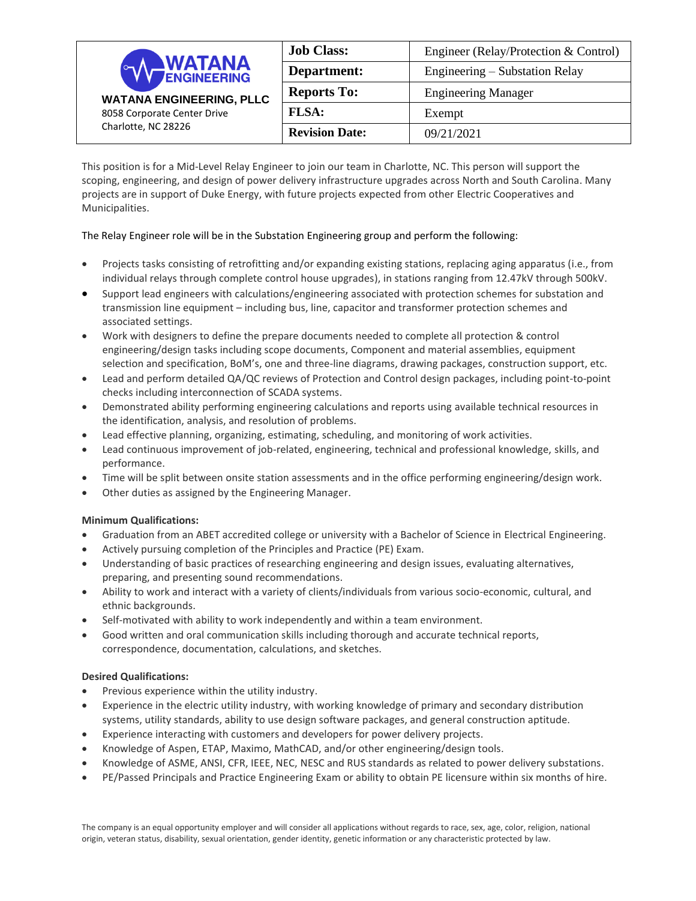| WATANA ENGINEERING<br>**WATANA ENGINEERING, PLLC**<br>8058 Corporate Center Drive<br>Charlotte, NC 28226 | **Job Class:** | Engineer (Relay/Protection & Control) |
|---|---|---|
| | **Department:** | Engineering – Substation Relay |
| | **Reports To:** | Engineering Manager |
| | **FLSA:** | Exempt |
| | **Revision Date:** | 09/21/2021 |

This position is for a Mid-Level Relay Engineer to join our team in Charlotte, NC. This person will support the scoping, engineering, and design of power delivery infrastructure upgrades across North and South Carolina. Many projects are in support of Duke Energy, with future projects expected from other Electric Cooperatives and Municipalities.

The Relay Engineer role will be in the Substation Engineering group and perform the following:

- Projects tasks consisting of retrofitting and/or expanding existing stations, replacing aging apparatus (i.e., from individual relays through complete control house upgrades), in stations ranging from 12.47kV through 500kV.
- Support lead engineers with calculations/engineering associated with protection schemes for substation and transmission line equipment – including bus, line, capacitor and transformer protection schemes and associated settings.
- Work with designers to define the prepare documents needed to complete all protection & control engineering/design tasks including scope documents, Component and material assemblies, equipment selection and specification, BoM's, one and three-line diagrams, drawing packages, construction support, etc.
- Lead and perform detailed QA/QC reviews of Protection and Control design packages, including point-to-point checks including interconnection of SCADA systems.
- Demonstrated ability performing engineering calculations and reports using available technical resources in the identification, analysis, and resolution of problems.
- Lead effective planning, organizing, estimating, scheduling, and monitoring of work activities.
- Lead continuous improvement of job-related, engineering, technical and professional knowledge, skills, and performance.
- Time will be split between onsite station assessments and in the office performing engineering/design work.
- Other duties as assigned by the Engineering Manager.

**Minimum Qualifications:**

- Graduation from an ABET accredited college or university with a Bachelor of Science in Electrical Engineering.
- Actively pursuing completion of the Principles and Practice (PE) Exam.
- Understanding of basic practices of researching engineering and design issues, evaluating alternatives, preparing, and presenting sound recommendations.
- Ability to work and interact with a variety of clients/individuals from various socio-economic, cultural, and ethnic backgrounds.
- Self-motivated with ability to work independently and within a team environment.
- Good written and oral communication skills including thorough and accurate technical reports, correspondence, documentation, calculations, and sketches.

**Desired Qualifications:**

- Previous experience within the utility industry.
- Experience in the electric utility industry, with working knowledge of primary and secondary distribution systems, utility standards, ability to use design software packages, and general construction aptitude.
- Experience interacting with customers and developers for power delivery projects.
- Knowledge of Aspen, ETAP, Maximo, MathCAD, and/or other engineering/design tools.
- Knowledge of ASME, ANSI, CFR, IEEE, NEC, NESC and RUS standards as related to power delivery substations.
- PE/Passed Principals and Practice Engineering Exam or ability to obtain PE licensure within six months of hire.

The company is an equal opportunity employer and will consider all applications without regards to race, sex, age, color, religion, national origin, veteran status, disability, sexual orientation, gender identity, genetic information or any characteristic protected by law.